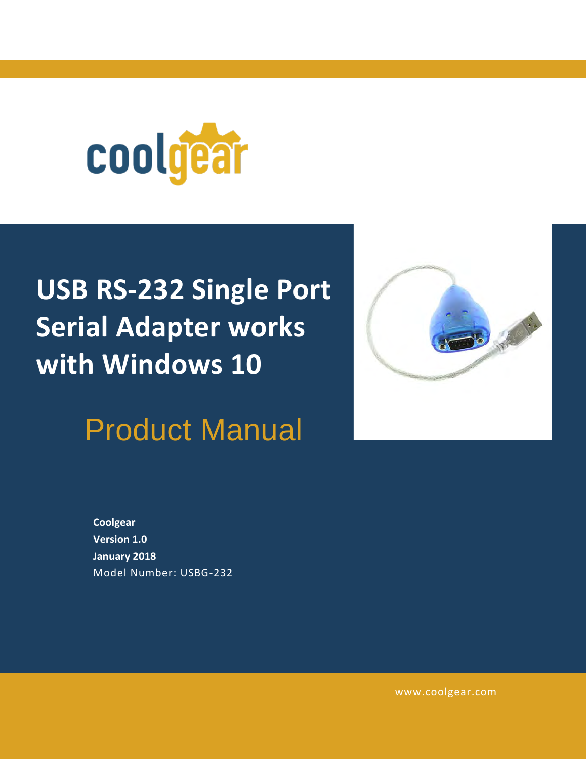# USB RS-232 Single Port Serial Adapter works with Windows 10

## Product Manual

**Coolgear**
**Version 1.0**
**January 2018**
Model Number: USBG-232

www.coolgear.com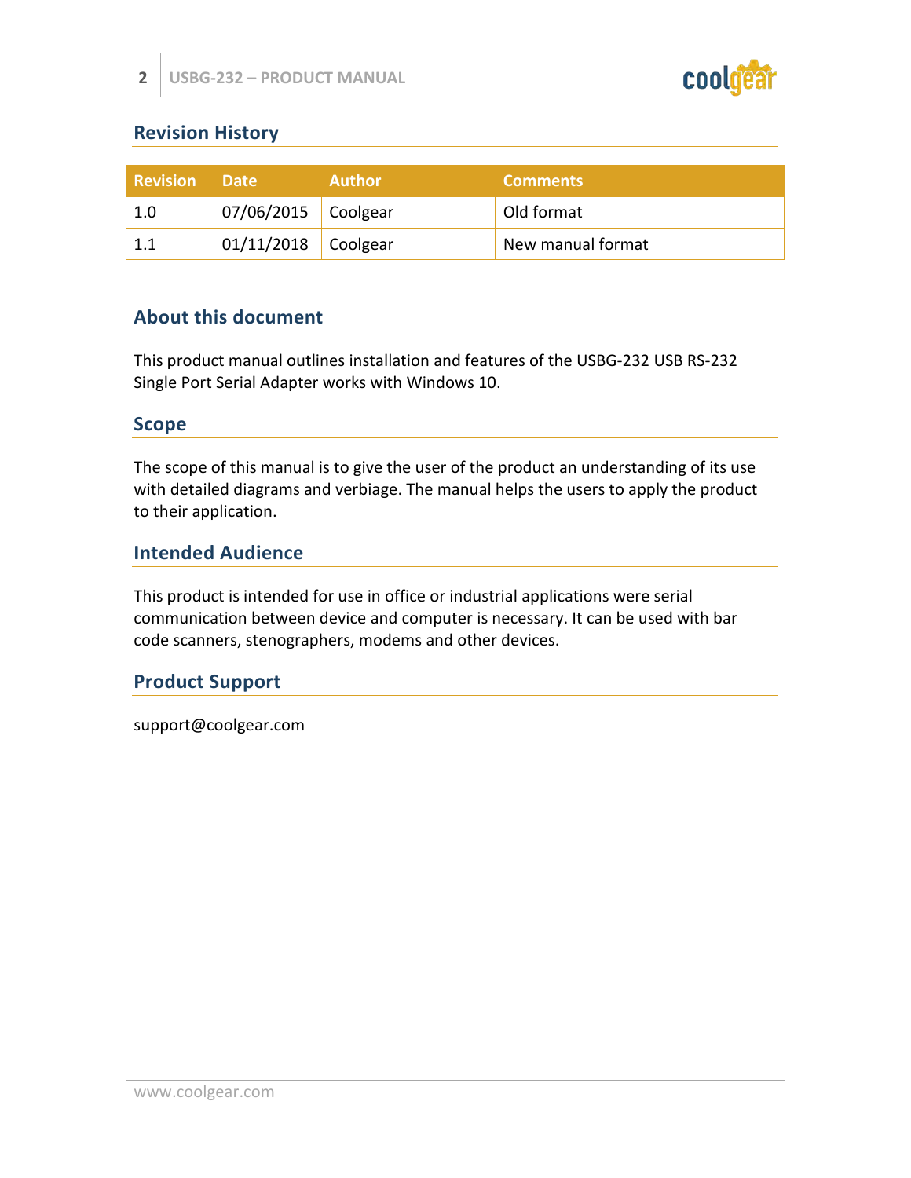## Revision History

| Revision | Date | Author | Comments |
|---|---|---|---|
| 1.0 | 07/06/2015 | Coolgear | Old format |
| 1.1 | 01/11/2018 | Coolgear | New manual format |

## About this document

This product manual outlines installation and features of the USBG-232 USB RS-232 Single Port Serial Adapter works with Windows 10.

## Scope

The scope of this manual is to give the user of the product an understanding of its use with detailed diagrams and verbiage. The manual helps the users to apply the product to their application.

## Intended Audience

This product is intended for use in office or industrial applications were serial communication between device and computer is necessary. It can be used with bar code scanners, stenographers, modems and other devices.

## Product Support

support@coolgear.com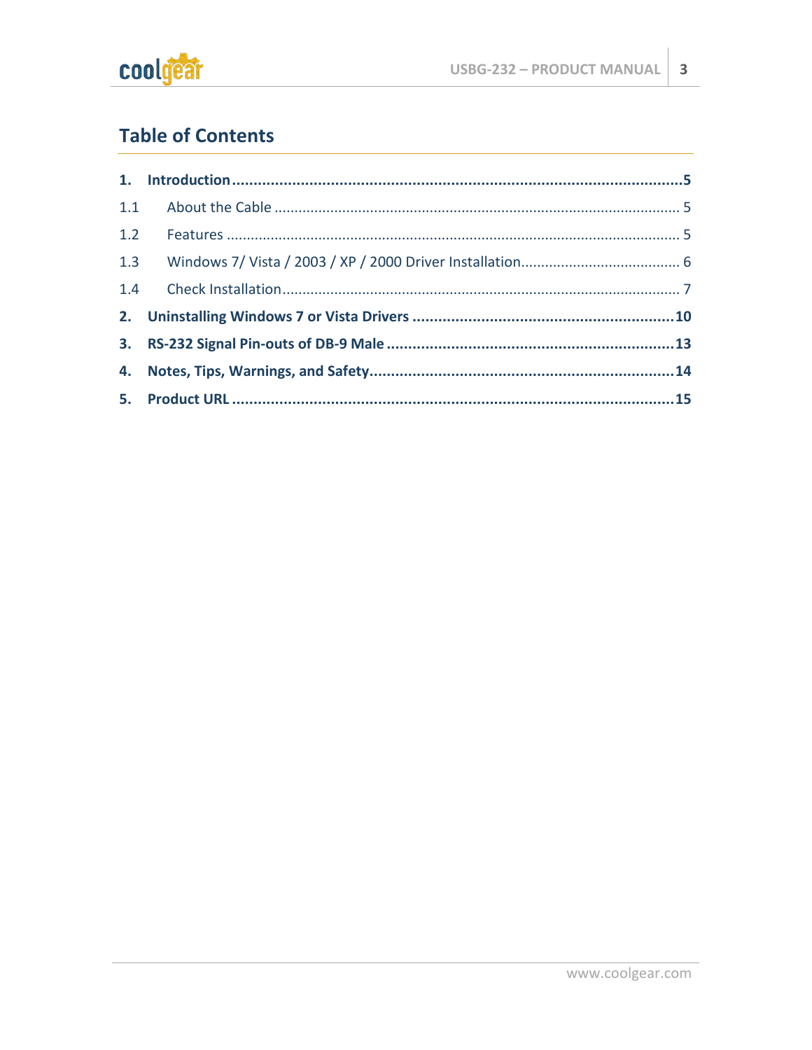## Table of Contents

**1. Introduction** ........................................................................................................ **5**

1.1 About the Cable ........................................................................................................ 5

1.2 Features ........................................................................................................ 5

1.3 Windows 7/ Vista / 2003 / XP / 2000 Driver Installation........................................ 6

1.4 Check Installation........................................................................................................ 7

**2. Uninstalling Windows 7 or Vista Drivers** .................................................................. **10**

**3. RS-232 Signal Pin-outs of DB-9 Male** ........................................................................ **13**

**4. Notes, Tips, Warnings, and Safety**.............................................................................. **14**

**5. Product URL** ........................................................................................................ **15**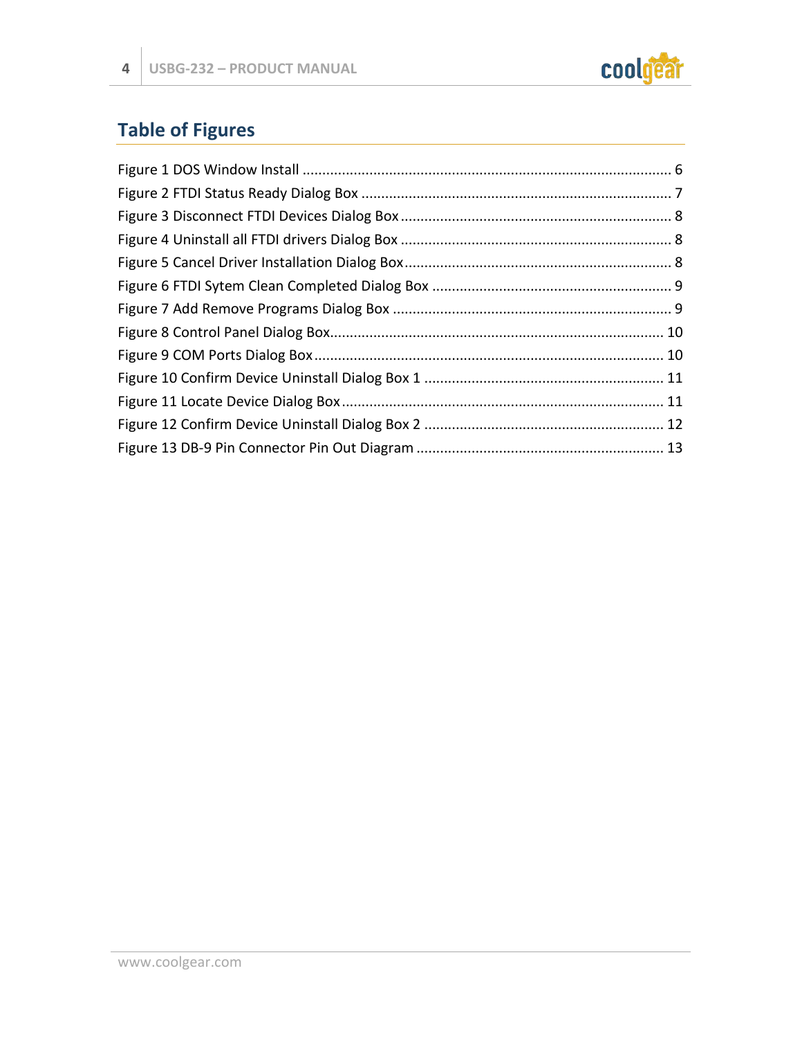## Table of Figures

Figure 1 DOS Window Install ............................................................................................ 6
Figure 2 FTDI Status Ready Dialog Box .............................................................................. 7
Figure 3 Disconnect FTDI Devices Dialog Box .................................................................... 8
Figure 4 Uninstall all FTDI drivers Dialog Box .................................................................... 8
Figure 5 Cancel Driver Installation Dialog Box ................................................................... 8
Figure 6 FTDI Sytem Clean Completed Dialog Box ............................................................ 9
Figure 7 Add Remove Programs Dialog Box ...................................................................... 9
Figure 8 Control Panel Dialog Box.................................................................................... 10
Figure 9 COM Ports Dialog Box ........................................................................................ 10
Figure 10 Confirm Device Uninstall Dialog Box 1 ............................................................ 11
Figure 11 Locate Device Dialog Box ................................................................................. 11
Figure 12 Confirm Device Uninstall Dialog Box 2 ............................................................ 12
Figure 13 DB-9 Pin Connector Pin Out Diagram .............................................................. 13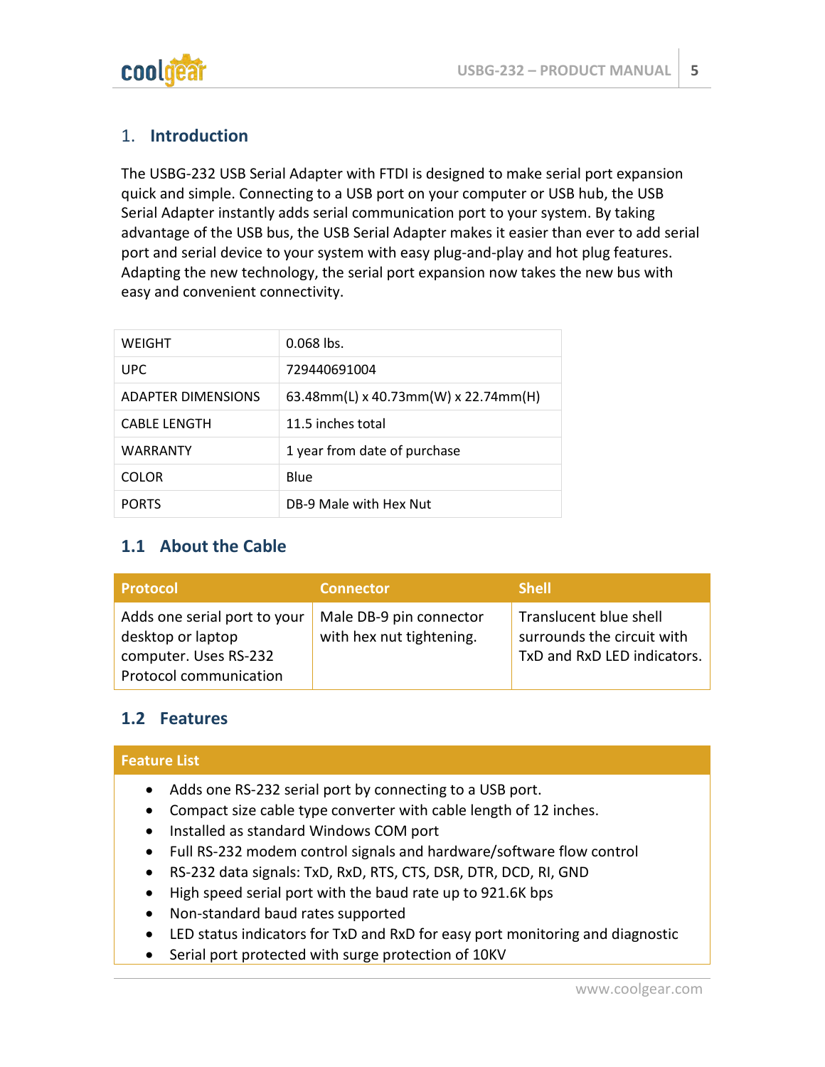## 1. Introduction

The USBG-232 USB Serial Adapter with FTDI is designed to make serial port expansion quick and simple. Connecting to a USB port on your computer or USB hub, the USB Serial Adapter instantly adds serial communication port to your system. By taking advantage of the USB bus, the USB Serial Adapter makes it easier than ever to add serial port and serial device to your system with easy plug-and-play and hot plug features. Adapting the new technology, the serial port expansion now takes the new bus with easy and convenient connectivity.

| | |
|---|---|
| WEIGHT | 0.068 lbs. |
| UPC | 729440691004 |
| ADAPTER DIMENSIONS | 63.48mm(L) x 40.73mm(W) x 22.74mm(H) |
| CABLE LENGTH | 11.5 inches total |
| WARRANTY | 1 year from date of purchase |
| COLOR | Blue |
| PORTS | DB-9 Male with Hex Nut |

### 1.1 About the Cable

| Protocol | Connector | Shell |
|---|---|---|
| Adds one serial port to your desktop or laptop computer. Uses RS-232 Protocol communication | Male DB-9 pin connector with hex nut tightening. | Translucent blue shell surrounds the circuit with TxD and RxD LED indicators. |

### 1.2 Features

**Feature List**

- Adds one RS-232 serial port by connecting to a USB port.
- Compact size cable type converter with cable length of 12 inches.
- Installed as standard Windows COM port
- Full RS-232 modem control signals and hardware/software flow control
- RS-232 data signals: TxD, RxD, RTS, CTS, DSR, DTR, DCD, RI, GND
- High speed serial port with the baud rate up to 921.6K bps
- Non-standard baud rates supported
- LED status indicators for TxD and RxD for easy port monitoring and diagnostic
- Serial port protected with surge protection of 10KV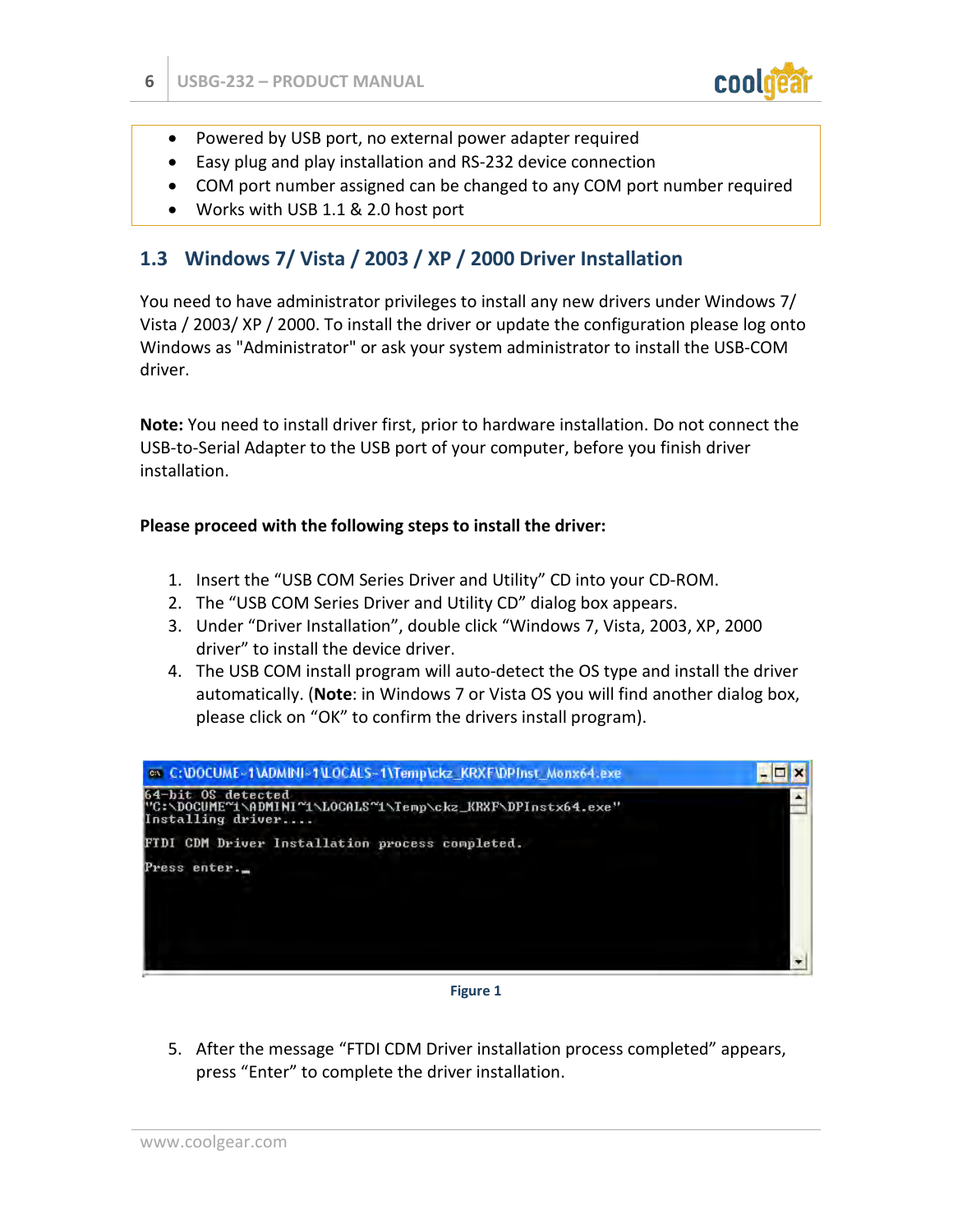- Powered by USB port, no external power adapter required
- Easy plug and play installation and RS-232 device connection
- COM port number assigned can be changed to any COM port number required
- Works with USB 1.1 & 2.0 host port

## 1.3 Windows 7/ Vista / 2003 / XP / 2000 Driver Installation

You need to have administrator privileges to install any new drivers under Windows 7/ Vista / 2003/ XP / 2000. To install the driver or update the configuration please log onto Windows as "Administrator" or ask your system administrator to install the USB-COM driver.

**Note:** You need to install driver first, prior to hardware installation. Do not connect the USB-to-Serial Adapter to the USB port of your computer, before you finish driver installation.

**Please proceed with the following steps to install the driver:**

1. Insert the “USB COM Series Driver and Utility” CD into your CD-ROM.
2. The “USB COM Series Driver and Utility CD” dialog box appears.
3. Under “Driver Installation”, double click “Windows 7, Vista, 2003, XP, 2000 driver” to install the device driver.
4. The USB COM install program will auto-detect the OS type and install the driver automatically. (**Note**: in Windows 7 or Vista OS you will find another dialog box, please click on “OK” to confirm the drivers install program).

```
C:\DOCUME~1\ADMINI~1\LOCALS~1\Temp\ckz_KRXF\DPInst_Monx64.exe
64-bit OS detected
"C:\DOCUME~1\ADMINI~1\LOCALS~1\Temp\ckz_KRXF\DPInstx64.exe"
Installing driver....

FTDI CDM Driver Installation process completed.

Press enter._
```

Figure 1

5. After the message “FTDI CDM Driver installation process completed” appears, press “Enter” to complete the driver installation.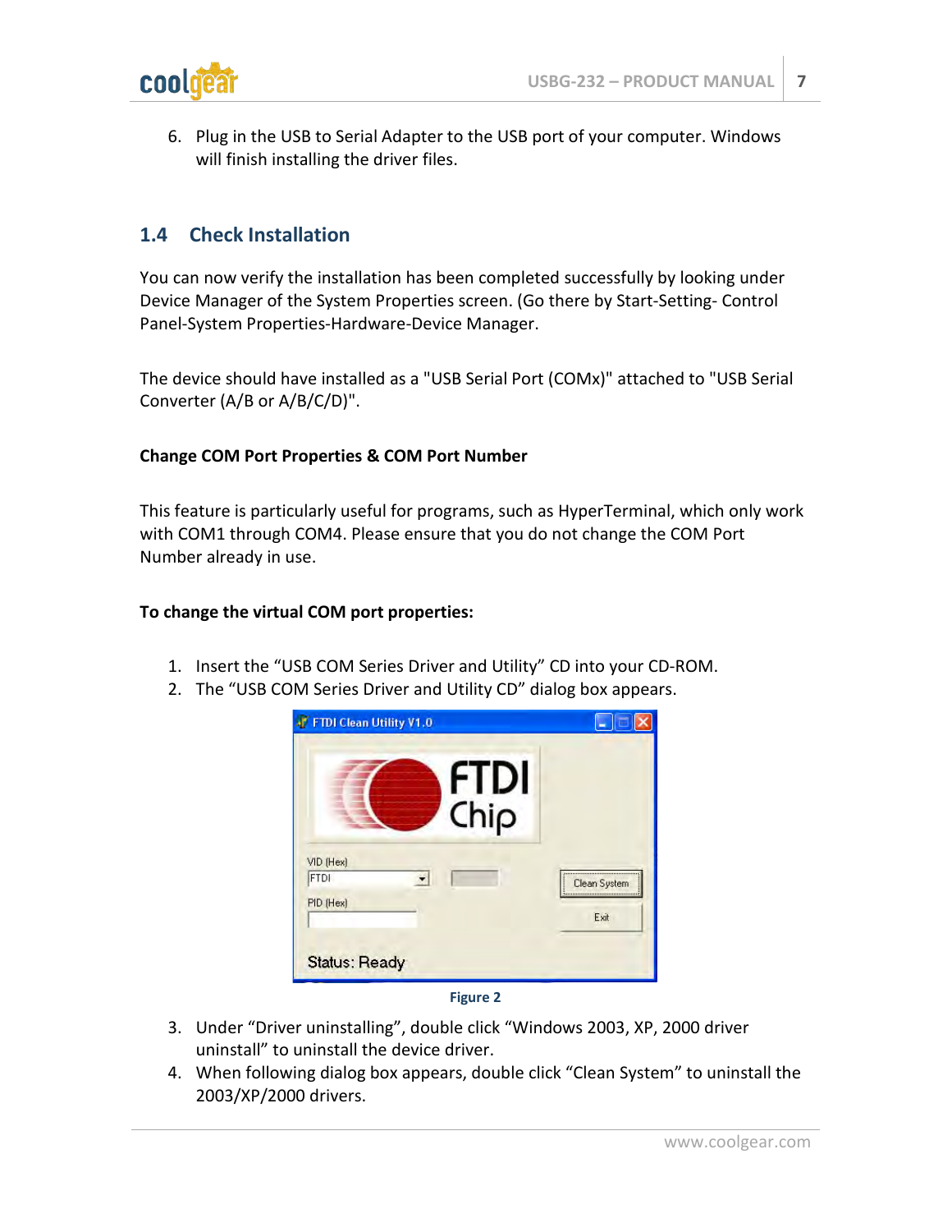6. Plug in the USB to Serial Adapter to the USB port of your computer. Windows will finish installing the driver files.

## 1.4 Check Installation

You can now verify the installation has been completed successfully by looking under Device Manager of the System Properties screen. (Go there by Start-Setting- Control Panel-System Properties-Hardware-Device Manager.

The device should have installed as a "USB Serial Port (COMx)" attached to "USB Serial Converter (A/B or A/B/C/D)".

**Change COM Port Properties & COM Port Number**

This feature is particularly useful for programs, such as HyperTerminal, which only work with COM1 through COM4. Please ensure that you do not change the COM Port Number already in use.

**To change the virtual COM port properties:**

1. Insert the “USB COM Series Driver and Utility” CD into your CD-ROM.
2. The “USB COM Series Driver and Utility CD” dialog box appears.

Figure 2

3. Under “Driver uninstalling”, double click “Windows 2003, XP, 2000 driver uninstall” to uninstall the device driver.
4. When following dialog box appears, double click “Clean System” to uninstall the 2003/XP/2000 drivers.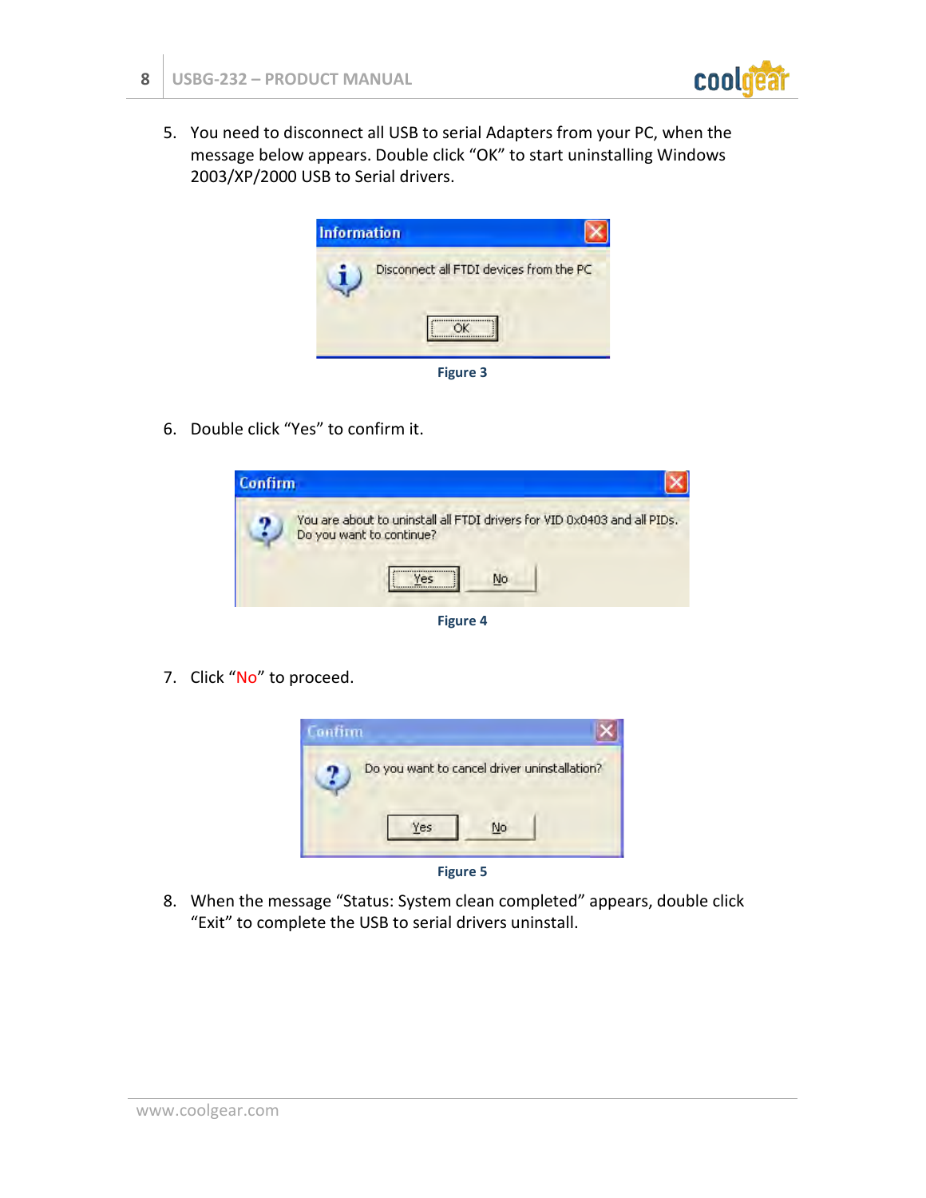5. You need to disconnect all USB to serial Adapters from your PC, when the message below appears. Double click “OK” to start uninstalling Windows 2003/XP/2000 USB to Serial drivers.

Figure 3

6. Double click “Yes” to confirm it.

Figure 4

7. Click “No” to proceed.

Figure 5

8. When the message “Status: System clean completed” appears, double click “Exit” to complete the USB to serial drivers uninstall.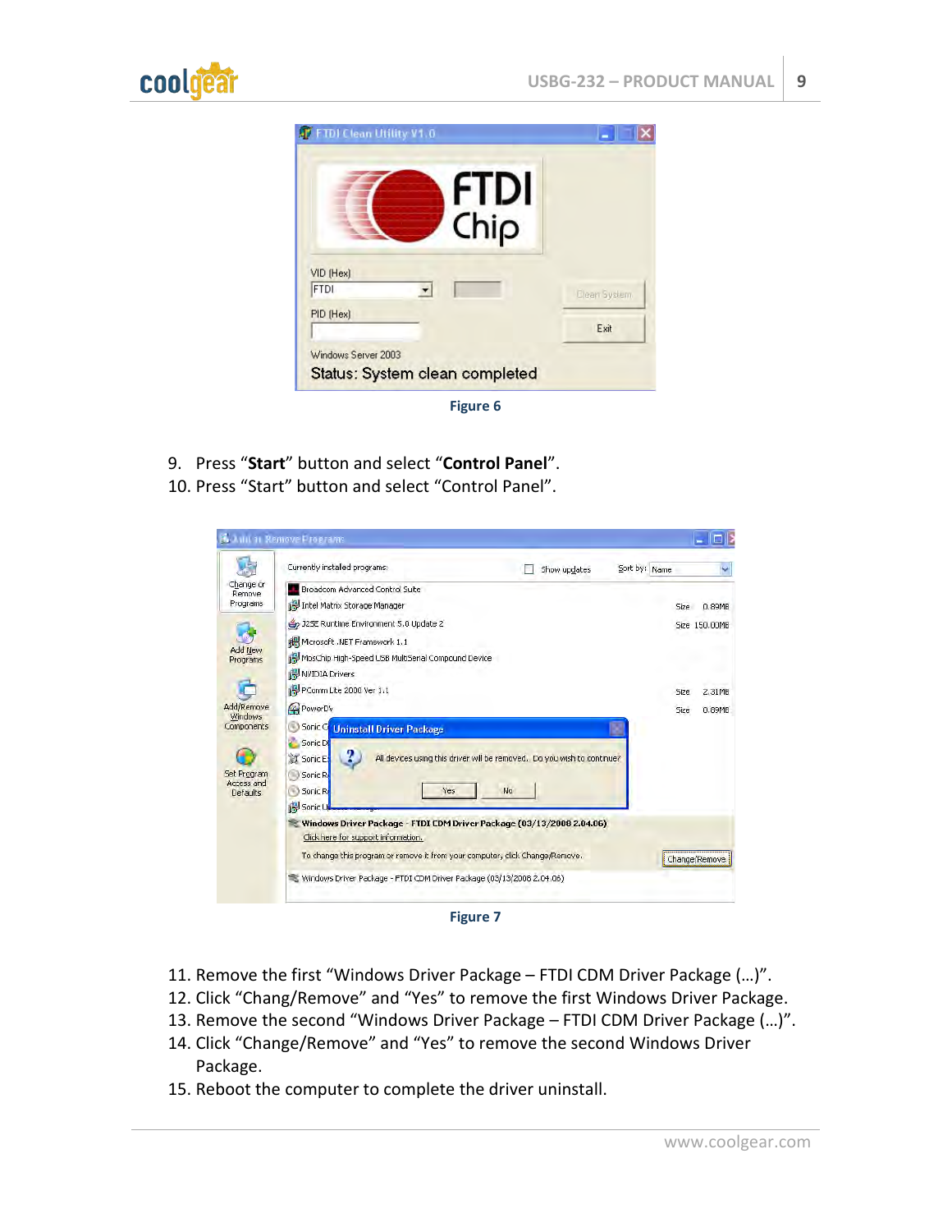Figure 6

9. Press “**Start**” button and select “**Control Panel**”.
10. Press “Start” button and select “Control Panel”.

Figure 7

11. Remove the first “Windows Driver Package – FTDI CDM Driver Package (…)”.
12. Click “Chang/Remove” and “Yes” to remove the first Windows Driver Package.
13. Remove the second “Windows Driver Package – FTDI CDM Driver Package (…)”.
14. Click “Change/Remove” and “Yes” to remove the second Windows Driver Package.
15. Reboot the computer to complete the driver uninstall.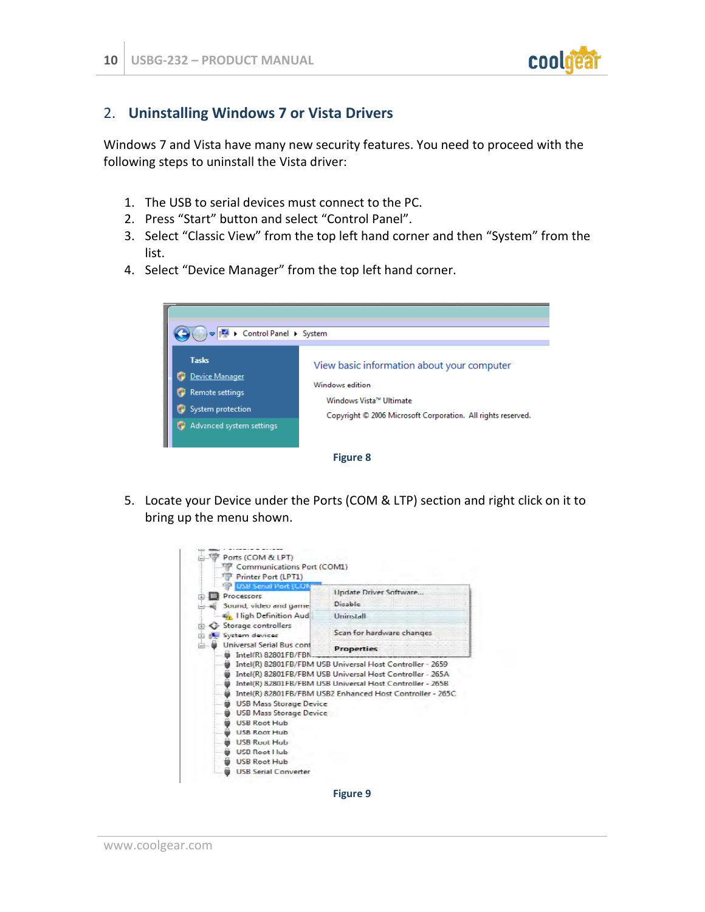## 2. Uninstalling Windows 7 or Vista Drivers

Windows 7 and Vista have many new security features. You need to proceed with the following steps to uninstall the Vista driver:

1. The USB to serial devices must connect to the PC.
2. Press “Start” button and select “Control Panel”.
3. Select “Classic View” from the top left hand corner and then “System” from the list.
4. Select “Device Manager” from the top left hand corner.

Figure 8

5. Locate your Device under the Ports (COM & LTP) section and right click on it to bring up the menu shown.

Figure 9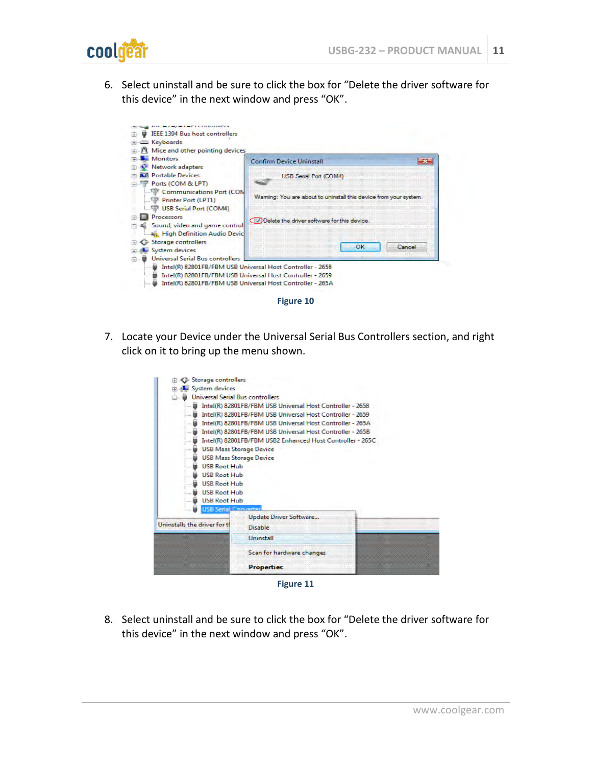6. Select uninstall and be sure to click the box for “Delete the driver software for this device” in the next window and press “OK”.

Figure 10

7. Locate your Device under the Universal Serial Bus Controllers section, and right click on it to bring up the menu shown.

Figure 11

8. Select uninstall and be sure to click the box for “Delete the driver software for this device” in the next window and press “OK”.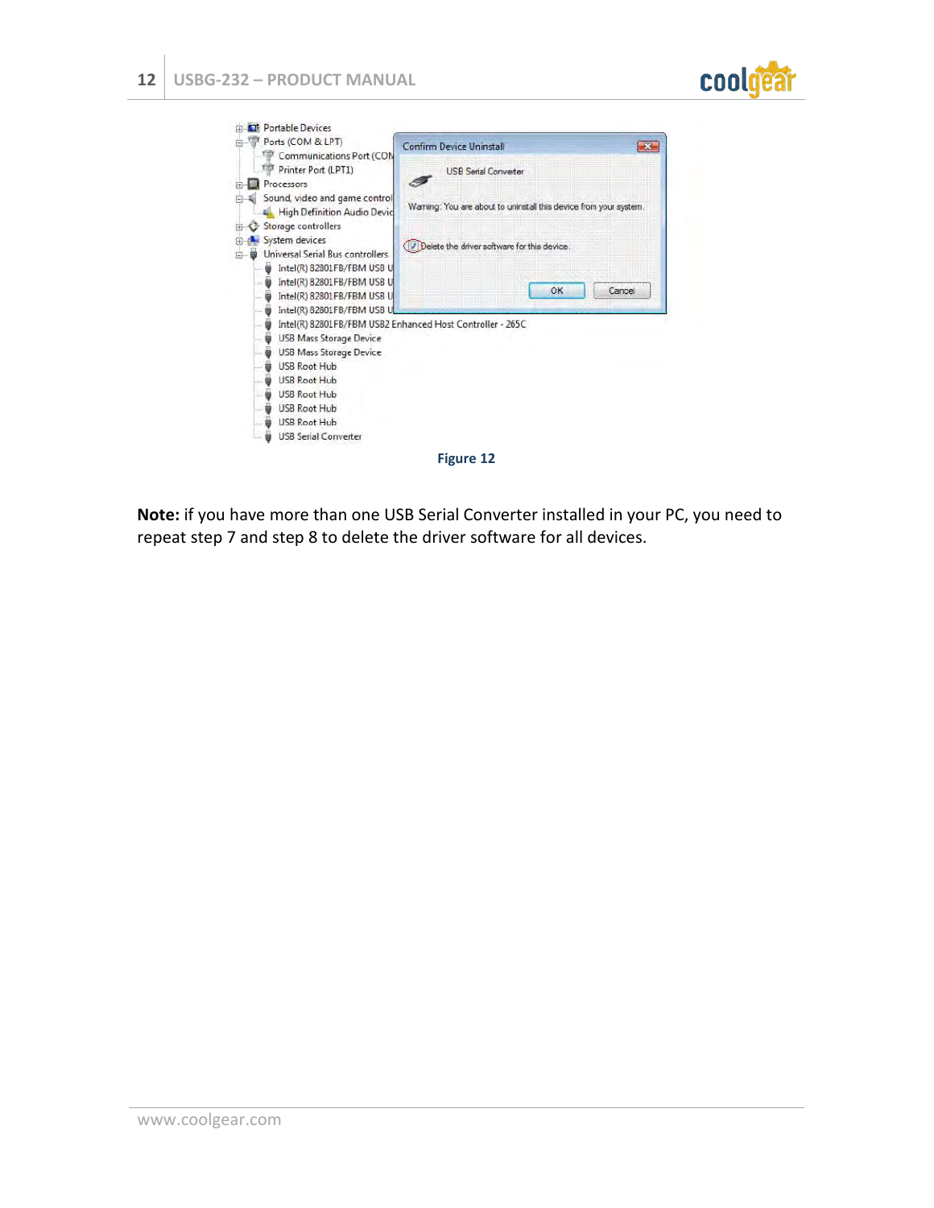Figure 12

**Note:** if you have more than one USB Serial Converter installed in your PC, you need to repeat step 7 and step 8 to delete the driver software for all devices.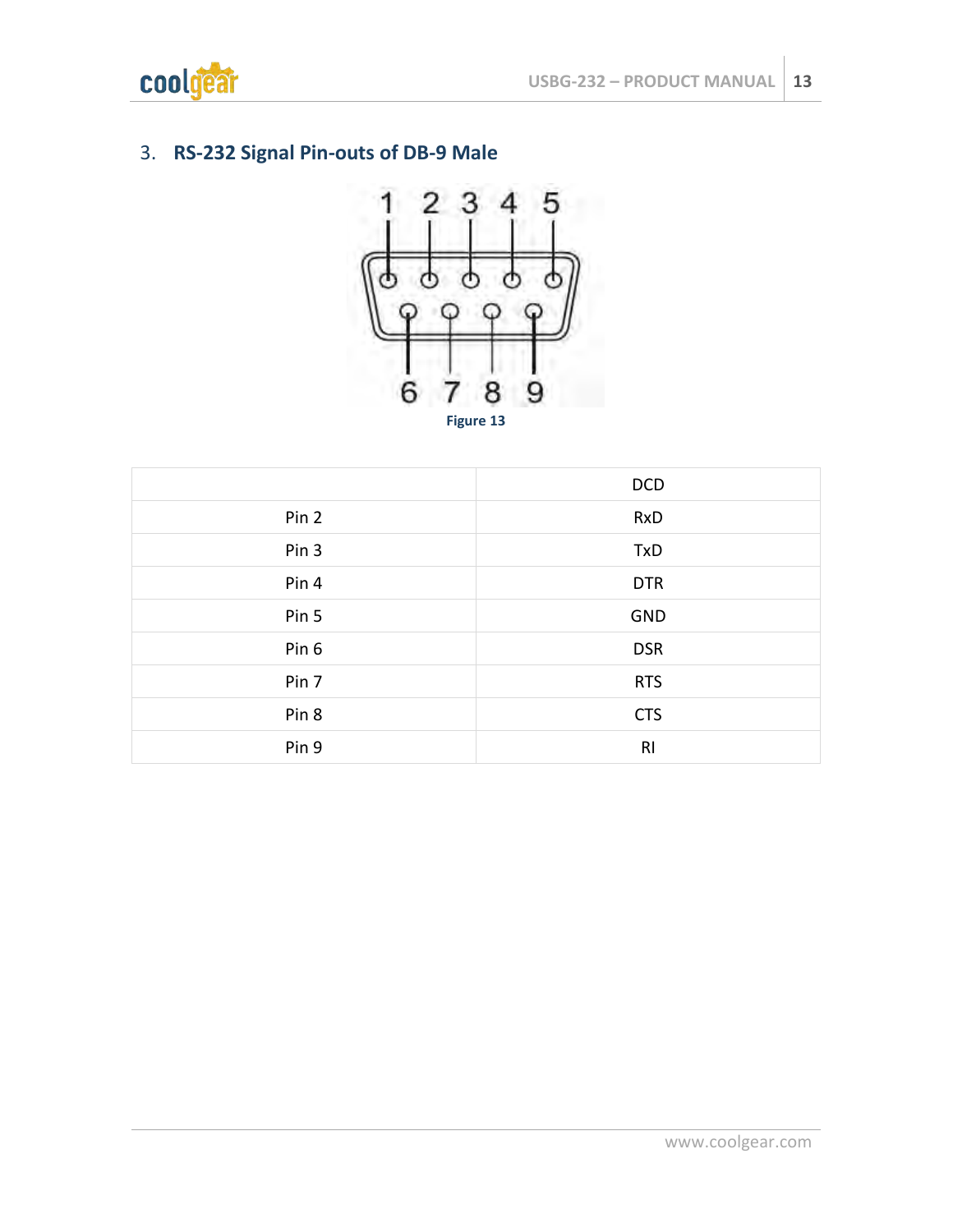## 3. RS-232 Signal Pin-outs of DB-9 Male

Figure 13

| | DCD |
|---|---|
| Pin 2 | RxD |
| Pin 3 | TxD |
| Pin 4 | DTR |
| Pin 5 | GND |
| Pin 6 | DSR |
| Pin 7 | RTS |
| Pin 8 | CTS |
| Pin 9 | RI |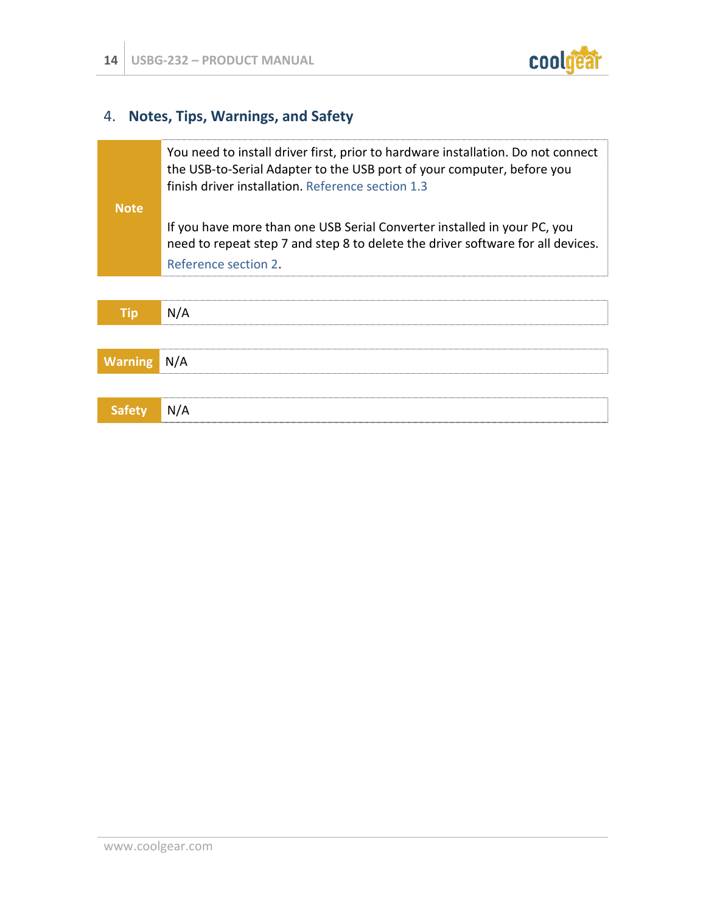## 4. Notes, Tips, Warnings, and Safety

| | |
|---|---|
| **Note** | You need to install driver first, prior to hardware installation. Do not connect the USB-to-Serial Adapter to the USB port of your computer, before you finish driver installation. Reference section 1.3<br><br>If you have more than one USB Serial Converter installed in your PC, you need to repeat step 7 and step 8 to delete the driver software for all devices. Reference section 2. |

| | |
|---|---|
| **Tip** | N/A |

| | |
|---|---|
| **Warning** | N/A |

| | |
|---|---|
| **Safety** | N/A |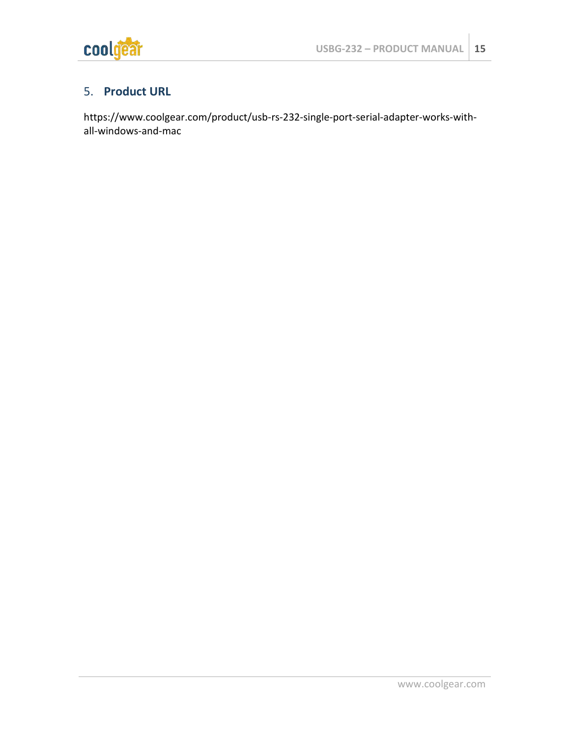## 5. Product URL

https://www.coolgear.com/product/usb-rs-232-single-port-serial-adapter-works-with-all-windows-and-mac